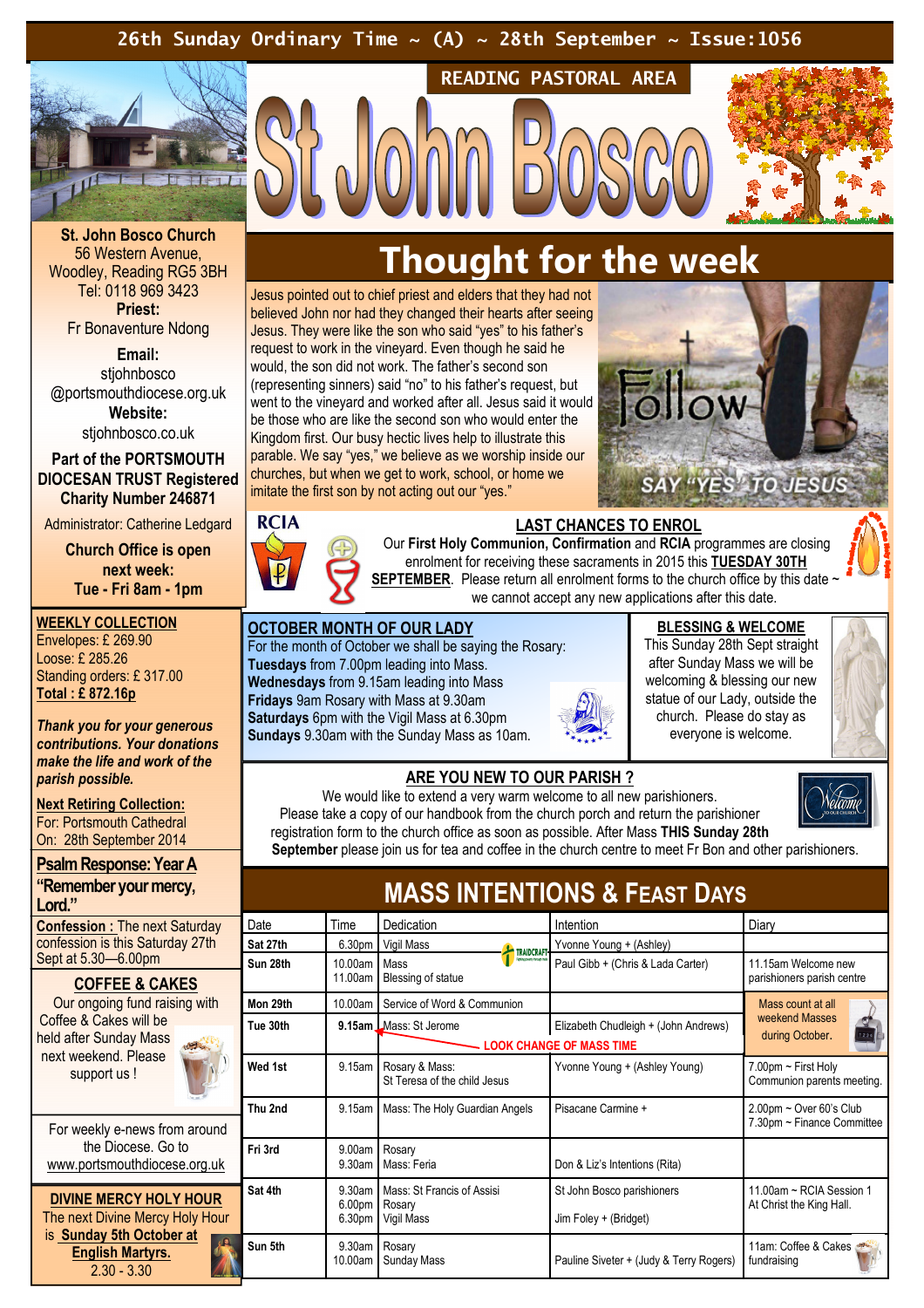26th Sunday Ordinary Time ~ (A) ~ 28th September ~ Issue:1056

READING PASTORAL AREA

# St John Bosco

**St. John Bosco Church**
56 Western Avenue, Woodley, Reading RG5 3BH
Tel: 0118 969 3423

**Priest:**
Fr Bonaventure Ndong

**Email:**
stjohnbosco@portsmouthdiocese.org.uk

**Website:**
stjohnbosco.co.uk

**Part of the PORTSMOUTH DIOCESAN TRUST Registered Charity Number 246871**

Administrator: Catherine Ledgard

**Church Office is open next week: Tue - Fri 8am - 1pm**

**WEEKLY COLLECTION**
Envelopes: £ 269.90
Loose: £ 285.26
Standing orders: £ 317.00
**Total : £ 872.16p**

***Thank you for your generous contributions. Your donations make the life and work of the parish possible.***

**Next Retiring Collection:**
For: Portsmouth Cathedral
On: 28th September 2014

**Psalm Response: Year A**
**"Remember your mercy, Lord."**

**Confession :** The next Saturday confession is this Saturday 27th Sept at 5.30—6.00pm

**COFFEE & CAKES**
Our ongoing fund raising with Coffee & Cakes will be held after Sunday Mass next weekend. Please support us !

For weekly e-news from around the Diocese. Go to www.portsmouthdiocese.org.uk

**DIVINE MERCY HOLY HOUR**
The next Divine Mercy Holy Hour is **Sunday 5th October at English Martyrs.**
2.30 - 3.30

## Thought for the week

Jesus pointed out to chief priest and elders that they had not believed John nor had they changed their hearts after seeing Jesus. They were like the son who said "yes" to his father's request to work in the vineyard. Even though he said he would, the son did not work. The father's second son (representing sinners) said "no" to his father's request, but went to the vineyard and worked after all. Jesus said it would be those who are like the second son who would enter the Kingdom first. Our busy hectic lives help to illustrate this parable. We say "yes," we believe as we worship inside our churches, but when we get to work, school, or home we imitate the first son by not acting out our "yes."

Follow — SAY "YES" TO JESUS

### LAST CHANCES TO ENROL

Our **First Holy Communion, Confirmation** and **RCIA** programmes are closing enrolment for receiving these sacraments in 2015 this **TUESDAY 30TH SEPTEMBER**. Please return all enrolment forms to the church office by this date ~ we cannot accept any new applications after this date.

### OCTOBER MONTH OF OUR LADY

For the month of October we shall be saying the Rosary:
**Tuesdays** from 7.00pm leading into Mass.
**Wednesdays** from 9.15am leading into Mass
**Fridays** 9am Rosary with Mass at 9.30am
**Saturdays** 6pm with the Vigil Mass at 6.30pm
**Sundays** 9.30am with the Sunday Mass as 10am.

### BLESSING & WELCOME

This Sunday 28th Sept straight after Sunday Mass we will be welcoming & blessing our new statue of our Lady, outside the church. Please do stay as everyone is welcome.

### ARE YOU NEW TO OUR PARISH ?

We would like to extend a very warm welcome to all new parishioners. Please take a copy of our handbook from the church porch and return the parishioner registration form to the church office as soon as possible. After Mass **THIS Sunday 28th September** please join us for tea and coffee in the church centre to meet Fr Bon and other parishioners.

## MASS INTENTIONS & FEAST DAYS

| Date | Time | Dedication | Intention | Diary |
|---|---|---|---|---|
| **Sat 27th** | 6.30pm | Vigil Mass | Yvonne Young + (Ashley) | |
| **Sun 28th** | 10.00am<br>11.00am | Mass<br>Blessing of statue | Paul Gibb + (Chris & Lada Carter) | 11.15am Welcome new parishioners parish centre |
| **Mon 29th** | 10.00am | Service of Word & Communion | | Mass count at all weekend Masses during October. |
| **Tue 30th** | **9.15am** | Mass: St Jerome — LOOK CHANGE OF MASS TIME | Elizabeth Chudleigh + (John Andrews) | |
| **Wed 1st** | 9.15am | Rosary & Mass:<br>St Teresa of the child Jesus | Yvonne Young + (Ashley Young) | 7.00pm ~ First Holy Communion parents meeting. |
| **Thu 2nd** | 9.15am | Mass: The Holy Guardian Angels | Pisacane Carmine + | 2.00pm ~ Over 60's Club<br>7.30pm ~ Finance Committee |
| **Fri 3rd** | 9.00am<br>9.30am | Rosary<br>Mass: Feria | Don & Liz's Intentions (Rita) | |
| **Sat 4th** | 9.30am<br>6.00pm<br>6.30pm | Mass: St Francis of Assisi<br>Rosary<br>Vigil Mass | St John Bosco parishioners<br><br>Jim Foley + (Bridget) | 11.00am ~ RCIA Session 1 At Christ the King Hall. |
| **Sun 5th** | 9.30am<br>10.00am | Rosary<br>Sunday Mass | Pauline Siveter + (Judy & Terry Rogers) | 11am: Coffee & Cakes fundraising |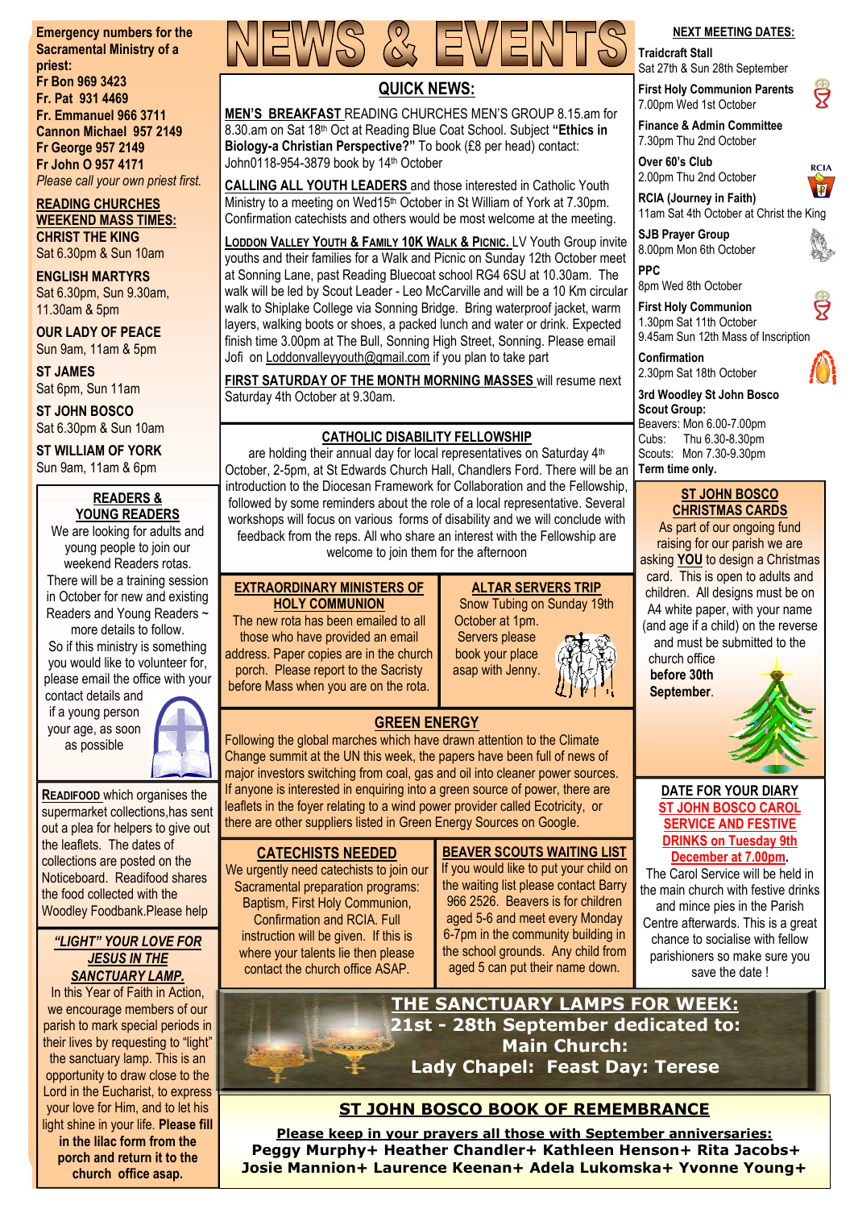**Emergency numbers for the Sacramental Ministry of a priest:**
**Fr Bon 969 3423**
**Fr. Pat 931 4469**
**Fr. Emmanuel 966 3711**
**Cannon Michael 957 2149**
**Fr George 957 2149**
**Fr John O 957 4171**
*Please call your own priest first.*

**READING CHURCHES WEEKEND MASS TIMES:**

**CHRIST THE KING**
Sat 6.30pm & Sun 10am

**ENGLISH MARTYRS**
Sat 6.30pm, Sun 9.30am, 11.30am & 5pm

**OUR LADY OF PEACE**
Sun 9am, 11am & 5pm

**ST JAMES**
Sat 6pm, Sun 11am

**ST JOHN BOSCO**
Sat 6.30pm & Sun 10am

**ST WILLIAM OF YORK**
Sun 9am, 11am & 6pm

**READERS & YOUNG READERS**

We are looking for adults and young people to join our weekend Readers rotas. There will be a training session in October for new and existing Readers and Young Readers ~ more details to follow. So if this ministry is something you would like to volunteer for, please email the office with your contact details and if a young person your age, as soon as possible

**READIFOOD** which organises the supermarket collections, has sent out a plea for helpers to give out the leaflets. The dates of collections are posted on the Noticeboard. Readifood shares the food collected with the Woodley Foodbank.Please help

***"LIGHT" YOUR LOVE FOR JESUS IN THE SANCTUARY LAMP.***

In this Year of Faith in Action, we encourage members of our parish to mark special periods in their lives by requesting to "light" the sanctuary lamp. This is an opportunity to draw close to the Lord in the Eucharist, to express your love for Him, and to let his light shine in your life. **Please fill in the lilac form from the porch and return it to the church office asap.**

# NEWS & EVENTS

## QUICK NEWS:

**MEN'S BREAKFAST** READING CHURCHES MEN'S GROUP 8.15.am for 8.30.am on Sat 18th Oct at Reading Blue Coat School. Subject **"Ethics in Biology-a Christian Perspective?"** To book (£8 per head) contact: John0118-954-3879 book by 14th October

**CALLING ALL YOUTH LEADERS** and those interested in Catholic Youth Ministry to a meeting on Wed15th October in St William of York at 7.30pm. Confirmation catechists and others would be most welcome at the meeting.

**LODDON VALLEY YOUTH & FAMILY 10K WALK & PICNIC.** LV Youth Group invite youths and their families for a Walk and Picnic on Sunday 12th October meet at Sonning Lane, past Reading Bluecoat school RG4 6SU at 10.30am. The walk will be led by Scout Leader - Leo McCarville and will be a 10 Km circular walk to Shiplake College via Sonning Bridge. Bring waterproof jacket, warm layers, walking boots or shoes, a packed lunch and water or drink. Expected finish time 3.00pm at The Bull, Sonning High Street, Sonning. Please email Jofi on Loddonvalleyyouth@gmail.com if you plan to take part

**FIRST SATURDAY OF THE MONTH MORNING MASSES** will resume next Saturday 4th October at 9.30am.

**CATHOLIC DISABILITY FELLOWSHIP**

are holding their annual day for local representatives on Saturday 4th October, 2-5pm, at St Edwards Church Hall, Chandlers Ford. There will be an introduction to the Diocesan Framework for Collaboration and the Fellowship, followed by some reminders about the role of a local representative. Several workshops will focus on various forms of disability and we will conclude with feedback from the reps. All who share an interest with the Fellowship are welcome to join them for the afternoon

**EXTRAORDINARY MINISTERS OF HOLY COMMUNION**

The new rota has been emailed to all those who have provided an email address. Paper copies are in the church porch. Please report to the Sacristy before Mass when you are on the rota.

**ALTAR SERVERS TRIP**

Snow Tubing on Sunday 19th October at 1pm. Servers please book your place asap with Jenny.

**GREEN ENERGY**

Following the global marches which have drawn attention to the Climate Change summit at the UN this week, the papers have been full of news of major investors switching from coal, gas and oil into cleaner power sources. If anyone is interested in enquiring into a green source of power, there are leaflets in the foyer relating to a wind power provider called Ecotricity, or there are other suppliers listed in Green Energy Sources on Google.

**CATECHISTS NEEDED**

We urgently need catechists to join our Sacramental preparation programs: Baptism, First Holy Communion, Confirmation and RCIA. Full instruction will be given. If this is where your talents lie then please contact the church office ASAP.

**BEAVER SCOUTS WAITING LIST**

If you would like to put your child on the waiting list please contact Barry 966 2526. Beavers is for children aged 5-6 and meet every Monday 6-7pm in the community building in the school grounds. Any child from aged 5 can put their name down.

**NEXT MEETING DATES:**

**Traidcraft Stall**
Sat 27th & Sun 28th September

**First Holy Communion Parents**
7.00pm Wed 1st October

**Finance & Admin Committee**
7.30pm Thu 2nd October

**Over 60's Club**
2.00pm Thu 2nd October

**RCIA (Journey in Faith)**
11am Sat 4th October at Christ the King

**SJB Prayer Group**
8.00pm Mon 6th October

**PPC**
8pm Wed 8th October

**First Holy Communion**
1.30pm Sat 11th October
9.45am Sun 12th Mass of Inscription

**Confirmation**
2.30pm Sat 18th October

**3rd Woodley St John Bosco Scout Group:**
Beavers: Mon 6.00-7.00pm
Cubs: Thu 6.30-8.30pm
Scouts: Mon 7.30-9.30pm
**Term time only.**

**ST JOHN BOSCO CHRISTMAS CARDS**

As part of our ongoing fund raising for our parish we are asking **YOU** to design a Christmas card. This is open to adults and children. All designs must be on A4 white paper, with your name (and age if a child) on the reverse and must be submitted to the church office **before 30th September**.

**DATE FOR YOUR DIARY**
**ST JOHN BOSCO CAROL SERVICE AND FESTIVE DRINKS on Tuesday 9th December at 7.00pm.**

The Carol Service will be held in the main church with festive drinks and mince pies in the Parish Centre afterwards. This is a great chance to socialise with fellow parishioners so make sure you save the date !

**THE SANCTUARY LAMPS FOR WEEK:**
**21st - 28th September dedicated to:**
**Main Church:**
**Lady Chapel: Feast Day: Terese**

**ST JOHN BOSCO BOOK OF REMEMBRANCE**

**Please keep in your prayers all those with September anniversaries:**
**Peggy Murphy+ Heather Chandler+ Kathleen Henson+ Rita Jacobs+ Josie Mannion+ Laurence Keenan+ Adela Lukomska+ Yvonne Young+**